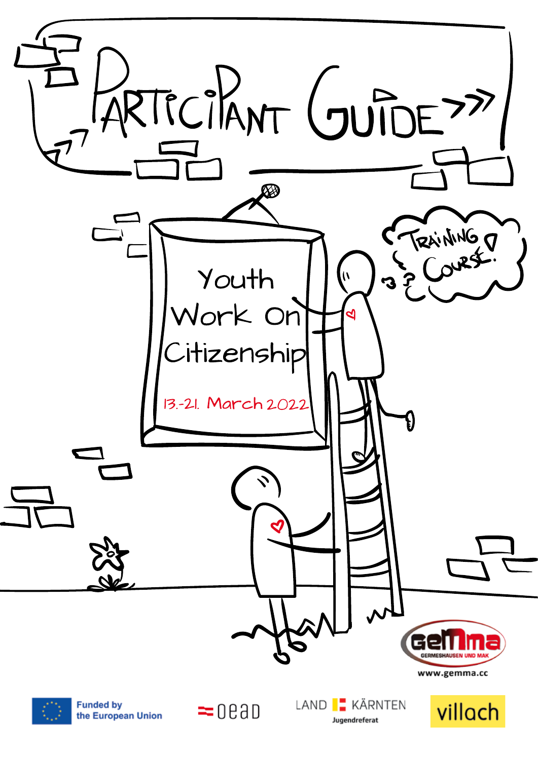# Participant Guide

Youth Work On Citizenship

13.-21. March 2022

Training Course!

GeMma
GERMESHAUSEN UND MAK
www.gemma.cc

Funded by the European Union

OeAD

LAND KÄRNTEN
Jugendreferat

villach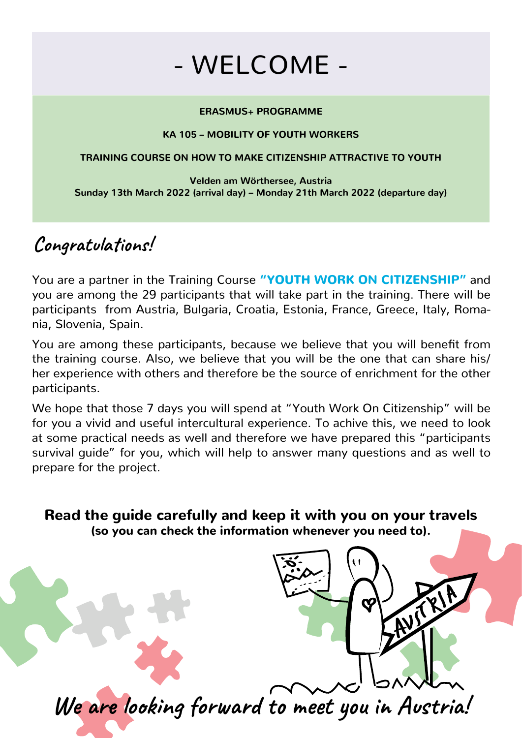# - WELCOME -

**ERASMUS+ PROGRAMME**

**KA 105 – MOBILITY OF YOUTH WORKERS**

**TRAINING COURSE ON HOW TO MAKE CITIZENSHIP ATTRACTIVE TO YOUTH**

**Velden am Wörthersee, Austria**
**Sunday 13th March 2022 (arrival day) – Monday 21th March 2022 (departure day)**

## Congratulations!

You are a partner in the Training Course **"YOUTH WORK ON CITIZENSHIP"** and you are among the 29 participants that will take part in the training. There will be participants from Austria, Bulgaria, Croatia, Estonia, France, Greece, Italy, Romania, Slovenia, Spain.

You are among these participants, because we believe that you will benefit from the training course. Also, we believe that you will be the one that can share his/her experience with others and therefore be the source of enrichment for the other participants.

We hope that those 7 days you will spend at "Youth Work On Citizenship" will be for you a vivid and useful intercultural experience. To achive this, we need to look at some practical needs as well and therefore we have prepared this "participants survival guide" for you, which will help to answer many questions and as well to prepare for the project.

**Read the guide carefully and keep it with you on your travels**
**(so you can check the information whenever you need to).**

We are looking forward to meet you in Austria!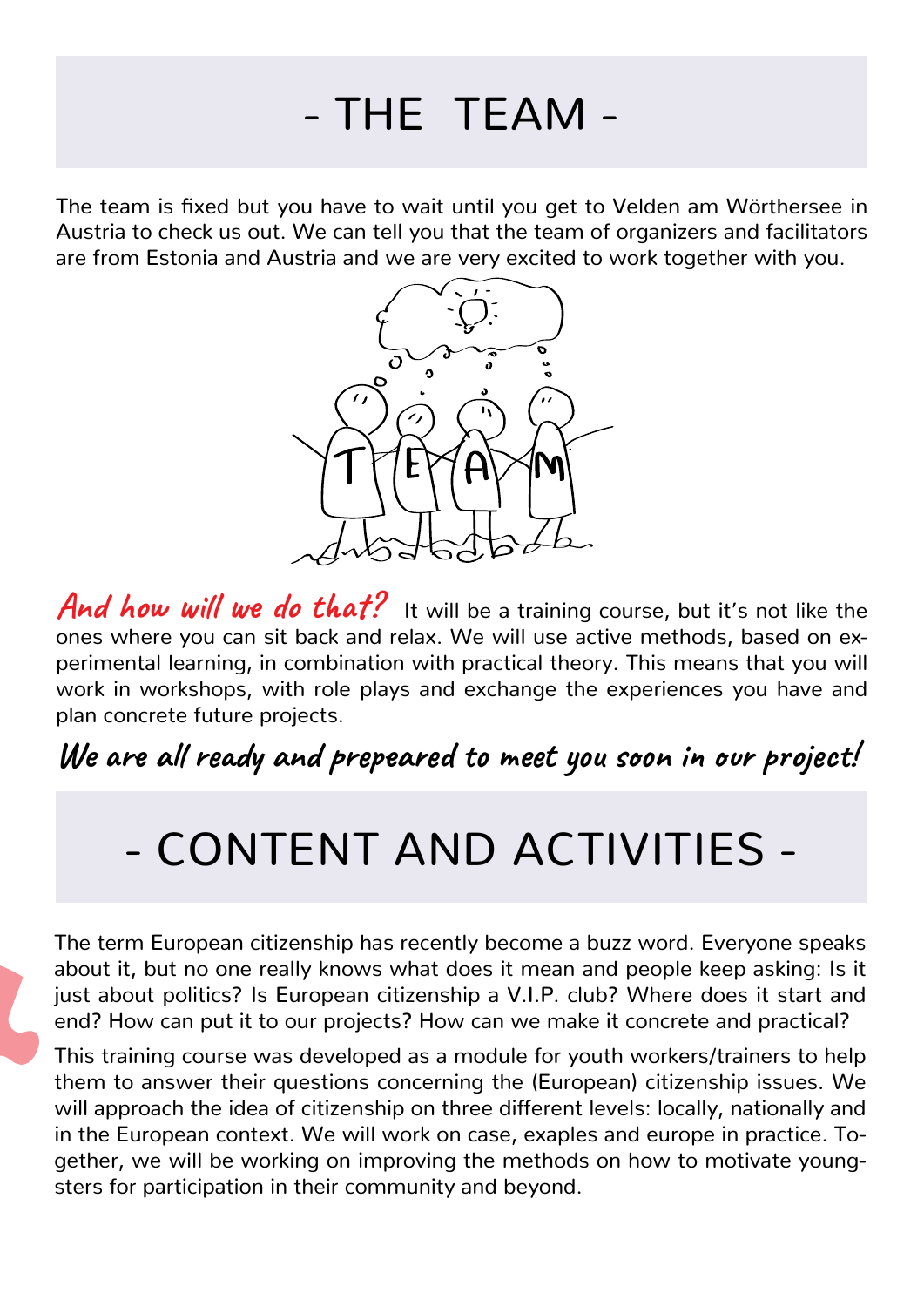# - THE TEAM -

The team is fixed but you have to wait until you get to Velden am Wörthersee in Austria to check us out. We can tell you that the team of organizers and facilitators are from Estonia and Austria and we are very excited to work together with you.

***And how will we do that?*** It will be a training course, but it's not like the ones where you can sit back and relax. We will use active methods, based on experimental learning, in combination with practical theory. This means that you will work in workshops, with role plays and exchange the experiences you have and plan concrete future projects.

***We are all ready and prepeared to meet you soon in our project!***

# - CONTENT AND ACTIVITIES -

The term European citizenship has recently become a buzz word. Everyone speaks about it, but no one really knows what does it mean and people keep asking: Is it just about politics? Is European citizenship a V.I.P. club? Where does it start and end? How can put it to our projects? How can we make it concrete and practical?

This training course was developed as a module for youth workers/trainers to help them to answer their questions concerning the (European) citizenship issues. We will approach the idea of citizenship on three different levels: locally, nationally and in the European context. We will work on case, exaples and europe in practice. Together, we will be working on improving the methods on how to motivate youngsters for participation in their community and beyond.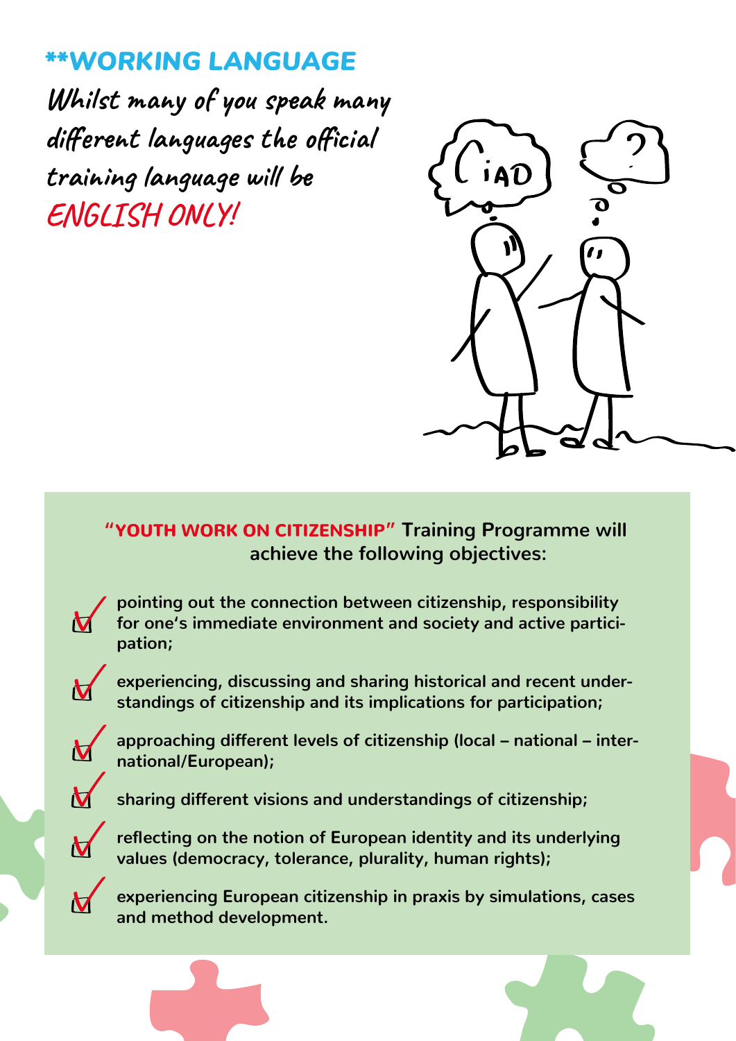## **WORKING LANGUAGE

Whilst many of you speak many different languages the official training language will be ENGLISH ONLY!

**"YOUTH WORK ON CITIZENSHIP" Training Programme will achieve the following objectives:**

- pointing out the connection between citizenship, responsibility for one's immediate environment and society and active participation;
- experiencing, discussing and sharing historical and recent understandings of citizenship and its implications for participation;
- approaching different levels of citizenship (local – national – international/European);
- sharing different visions and understandings of citizenship;
- reflecting on the notion of European identity and its underlying values (democracy, tolerance, plurality, human rights);
- experiencing European citizenship in praxis by simulations, cases and method development.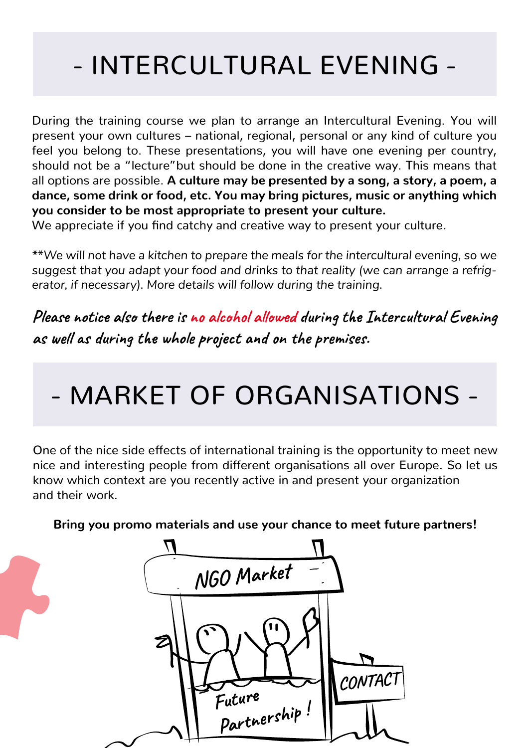# - INTERCULTURAL EVENING -

During the training course we plan to arrange an Intercultural Evening. You will present your own cultures – national, regional, personal or any kind of culture you feel you belong to. These presentations, you will have one evening per country, should not be a "lecture"but should be done in the creative way. This means that all options are possible. **A culture may be presented by a song, a story, a poem, a dance, some drink or food, etc. You may bring pictures, music or anything which you consider to be most appropriate to present your culture.**
We appreciate if you find catchy and creative way to present your culture.

*\*\*We will not have a kitchen to prepare the meals for the intercultural evening, so we suggest that you adapt your food and drinks to that reality (we can arrange a refrigerator, if necessary). More details will follow during the training.*

**Please notice also there is no alcohol allowed during the Intercultural Evening as well as during the whole project and on the premises.**

# - MARKET OF ORGANISATIONS -

One of the nice side effects of international training is the opportunity to meet new nice and interesting people from different organisations all over Europe. So let us know which context are you recently active in and present your organization and their work.

**Bring you promo materials and use your chance to meet future partners!**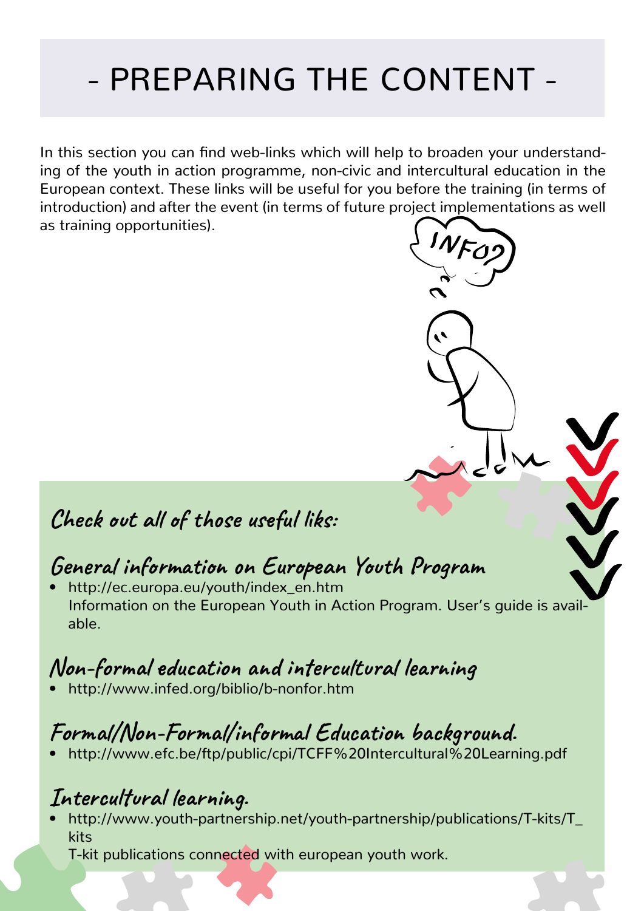# - PREPARING THE CONTENT -

In this section you can find web-links which will help to broaden your understanding of the youth in action programme, non-civic and intercultural education in the European context. These links will be useful for you before the training (in terms of introduction) and after the event (in terms of future project implementations as well as training opportunities).

## Check out all of those useful liks:

### General information on European Youth Program

- http://ec.europa.eu/youth/index_en.htm
  Information on the European Youth in Action Program. User's guide is available.

### Non-formal education and intercultural learning

- http://www.infed.org/biblio/b-nonfor.htm

### Formal/Non-Formal/informal Education background.

- http://www.efc.be/ftp/public/cpi/TCFF%20Intercultural%20Learning.pdf

### Intercultural learning.

- http://www.youth-partnership.net/youth-partnership/publications/T-kits/T_kits
  T-kit publications connected with european youth work.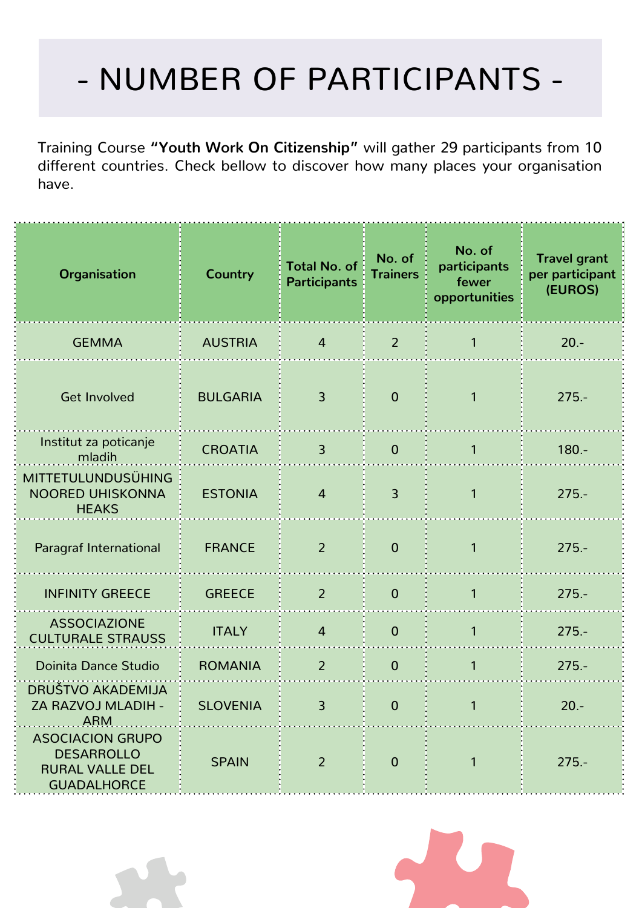# - NUMBER OF PARTICIPANTS -

Training Course **"Youth Work On Citizenship"** will gather 29 participants from 10 different countries. Check bellow to discover how many places your organisation have.

| Organisation | Country | Total No. of Participants | No. of Trainers | No. of participants fewer opportunities | Travel grant per participant (EUROS) |
|---|---|---|---|---|---|
| GEMMA | AUSTRIA | 4 | 2 | 1 | 20.- |
| Get Involved | BULGARIA | 3 | 0 | 1 | 275.- |
| Institut za poticanje mladih | CROATIA | 3 | 0 | 1 | 180.- |
| MITTETULUNDUSÜHING NOORED UHISKONNA HEAKS | ESTONIA | 4 | 3 | 1 | 275.- |
| Paragraf International | FRANCE | 2 | 0 | 1 | 275.- |
| INFINITY GREECE | GREECE | 2 | 0 | 1 | 275.- |
| ASSOCIAZIONE CULTURALE STRAUSS | ITALY | 4 | 0 | 1 | 275.- |
| Doinita Dance Studio | ROMANIA | 2 | 0 | 1 | 275.- |
| DRUŠTVO AKADEMIJA ZA RAZVOJ MLADIH - ARM | SLOVENIA | 3 | 0 | 1 | 20.- |
| ASOCIACION GRUPO DESARROLLO RURAL VALLE DEL GUADALHORCE | SPAIN | 2 | 0 | 1 | 275.- |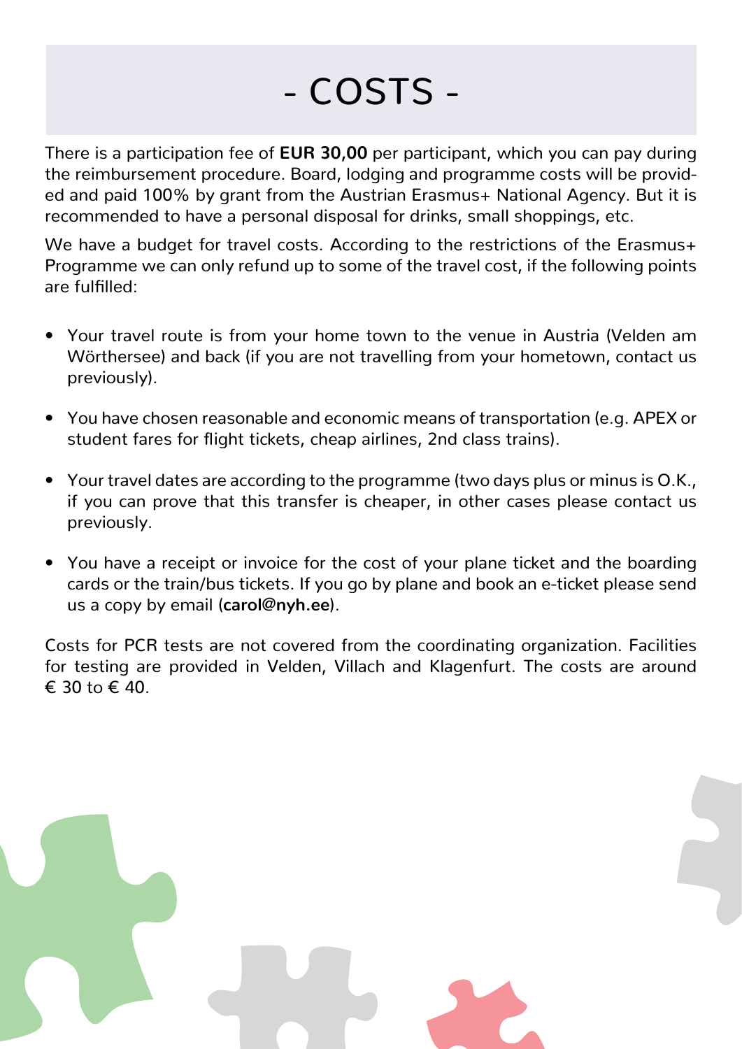# - COSTS -

There is a participation fee of **EUR 30,00** per participant, which you can pay during the reimbursement procedure. Board, lodging and programme costs will be provided and paid 100% by grant from the Austrian Erasmus+ National Agency. But it is recommended to have a personal disposal for drinks, small shoppings, etc.

We have a budget for travel costs. According to the restrictions of the Erasmus+ Programme we can only refund up to some of the travel cost, if the following points are fulfilled:

- Your travel route is from your home town to the venue in Austria (Velden am Wörthersee) and back (if you are not travelling from your hometown, contact us previously).
- You have chosen reasonable and economic means of transportation (e.g. APEX or student fares for flight tickets, cheap airlines, 2nd class trains).
- Your travel dates are according to the programme (two days plus or minus is O.K., if you can prove that this transfer is cheaper, in other cases please contact us previously.
- You have a receipt or invoice for the cost of your plane ticket and the boarding cards or the train/bus tickets. If you go by plane and book an e-ticket please send us a copy by email (**carol@nyh.ee**).

Costs for PCR tests are not covered from the coordinating organization. Facilities for testing are provided in Velden, Villach and Klagenfurt. The costs are around € 30 to € 40.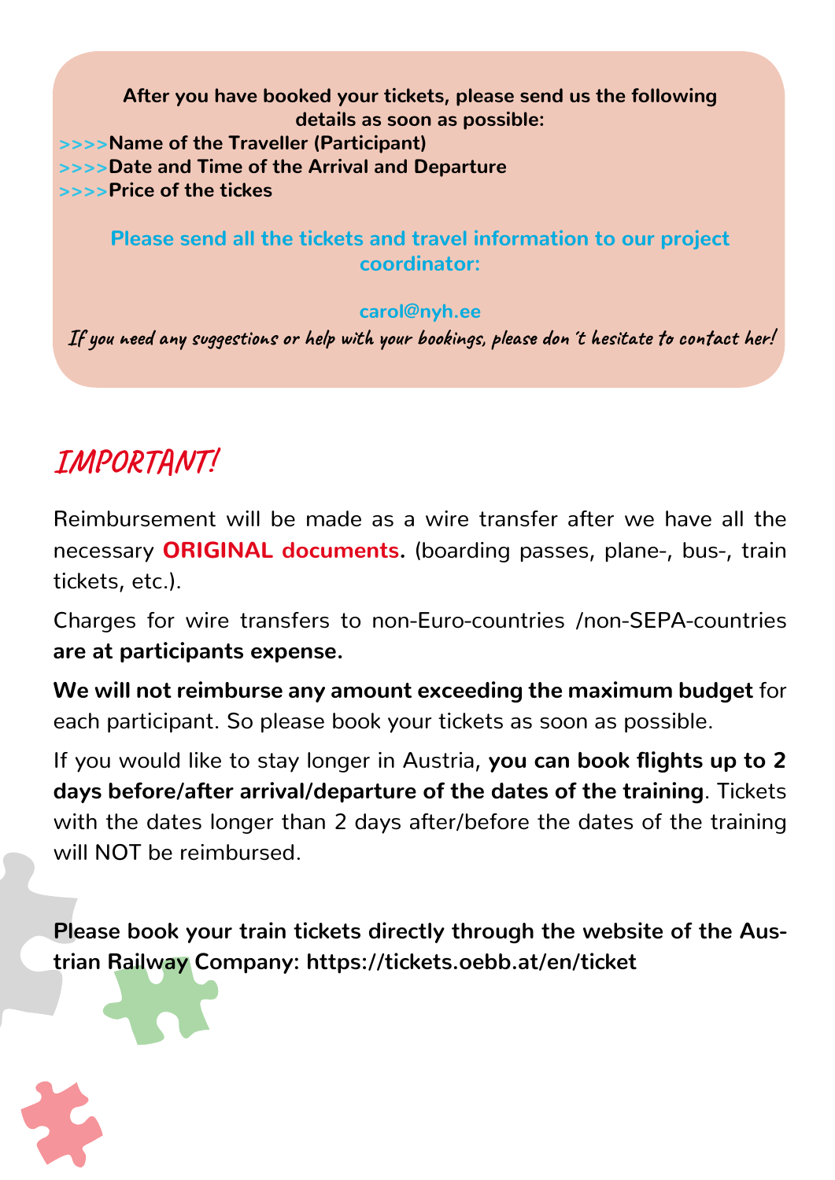**After you have booked your tickets, please send us the following details as soon as possible:**

>>>> **Name of the Traveller (Participant)**
>>>> **Date and Time of the Arrival and Departure**
>>>> **Price of the tickes**

**Please send all the tickets and travel information to our project coordinator:**

**carol@nyh.ee**

*If you need any suggestions or help with your bookings, please don´t hesitate to contact her!*

## IMPORTANT!

Reimbursement will be made as a wire transfer after we have all the necessary **ORIGINAL documents.** (boarding passes, plane-, bus-, train tickets, etc.).

Charges for wire transfers to non-Euro-countries /non-SEPA-countries **are at participants expense.**

**We will not reimburse any amount exceeding the maximum budget** for each participant. So please book your tickets as soon as possible.

If you would like to stay longer in Austria, **you can book flights up to 2 days before/after arrival/departure of the dates of the training**. Tickets with the dates longer than 2 days after/before the dates of the training will NOT be reimbursed.

**Please book your train tickets directly through the website of the Austrian Railway Company: https://tickets.oebb.at/en/ticket**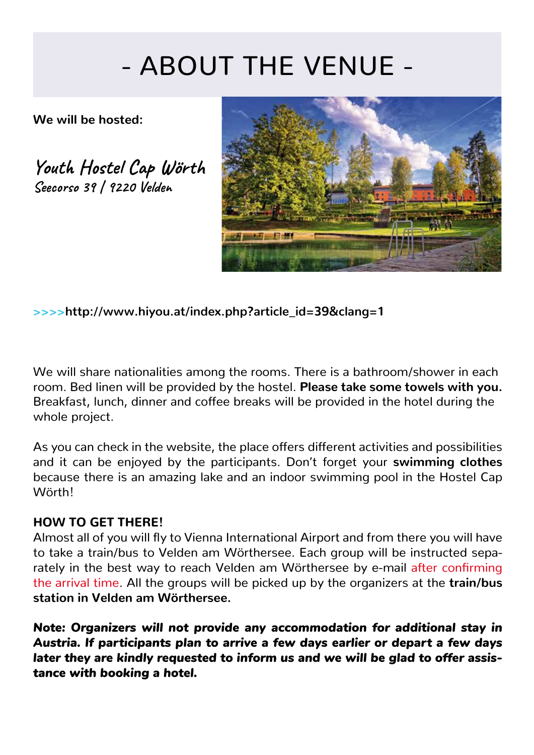# - ABOUT THE VENUE -

**We will be hosted:**

**Youth Hostel Cap Wörth**
Seecorso 39 / 9220 Velden

>>>>**http://www.hiyou.at/index.php?article_id=39&clang=1**

We will share nationalities among the rooms. There is a bathroom/shower in each room. Bed linen will be provided by the hostel. **Please take some towels with you.** Breakfast, lunch, dinner and coffee breaks will be provided in the hotel during the whole project.

As you can check in the website, the place offers different activities and possibilities and it can be enjoyed by the participants. Don't forget your **swimming clothes** because there is an amazing lake and an indoor swimming pool in the Hostel Cap Wörth!

**HOW TO GET THERE!**

Almost all of you will fly to Vienna International Airport and from there you will have to take a train/bus to Velden am Wörthersee. Each group will be instructed separately in the best way to reach Velden am Wörthersee by e-mail after confirming the arrival time. All the groups will be picked up by the organizers at the **train/bus station in Velden am Wörthersee.**

***Note: Organizers will not provide any accommodation for additional stay in Austria. If participants plan to arrive a few days earlier or depart a few days later they are kindly requested to inform us and we will be glad to offer assistance with booking a hotel.***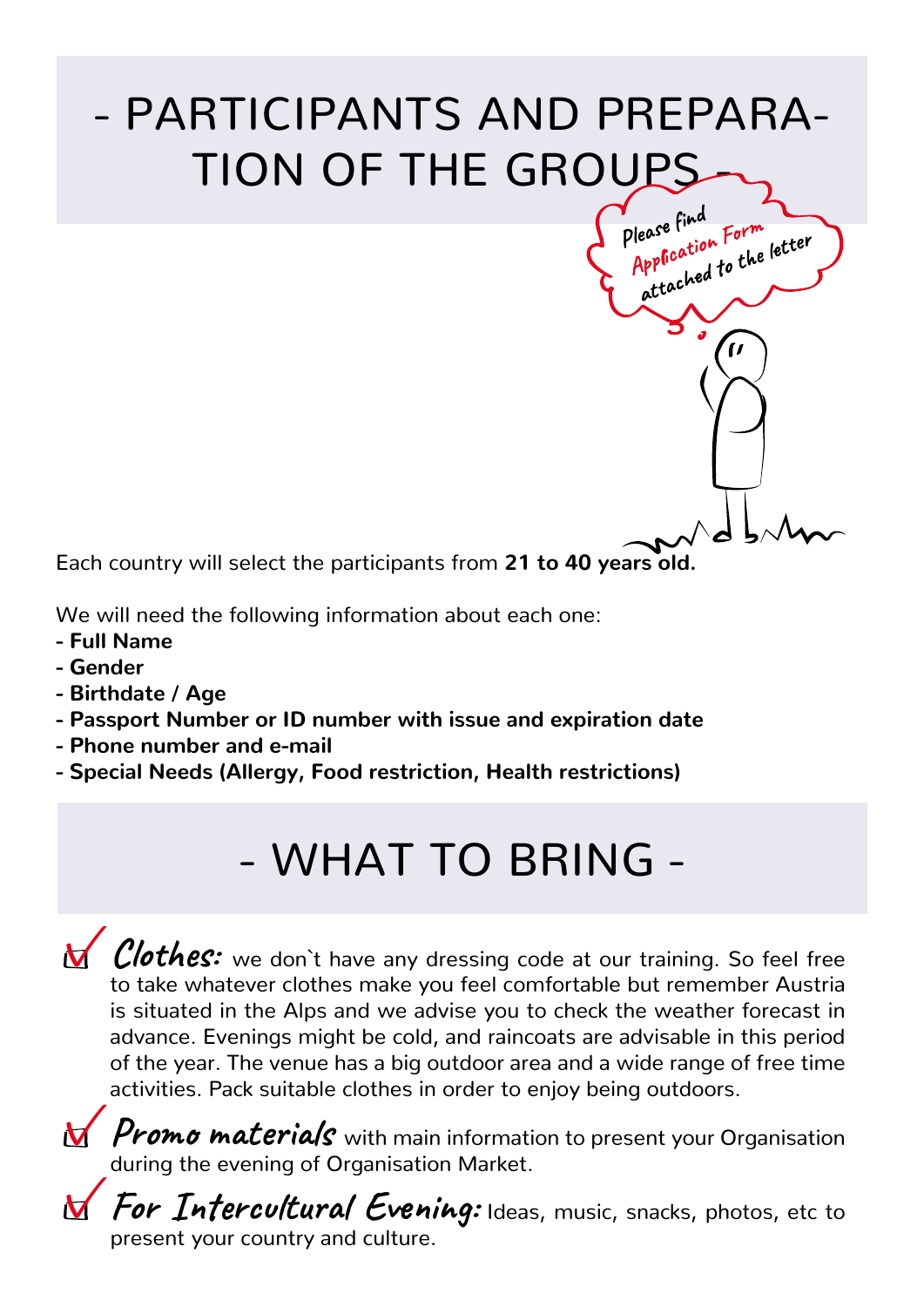# - PARTICIPANTS AND PREPARATION OF THE GROUPS -

Please find Application Form attached to the letter

Each country will select the participants from **21 to 40 years old.**

We will need the following information about each one:
- **Full Name**
- **Gender**
- **Birthdate / Age**
- **Passport Number or ID number with issue and expiration date**
- **Phone number and e-mail**
- **Special Needs (Allergy, Food restriction, Health restrictions)**

# - WHAT TO BRING -

☑ ***Clothes:*** we don`t have any dressing code at our training. So feel free to take whatever clothes make you feel comfortable but remember Austria is situated in the Alps and we advise you to check the weather forecast in advance. Evenings might be cold, and raincoats are advisable in this period of the year. The venue has a big outdoor area and a wide range of free time activities. Pack suitable clothes in order to enjoy being outdoors.

☑ ***Promo materials*** with main information to present your Organisation during the evening of Organisation Market.

☑ ***For Intercultural Evening:*** Ideas, music, snacks, photos, etc to present your country and culture.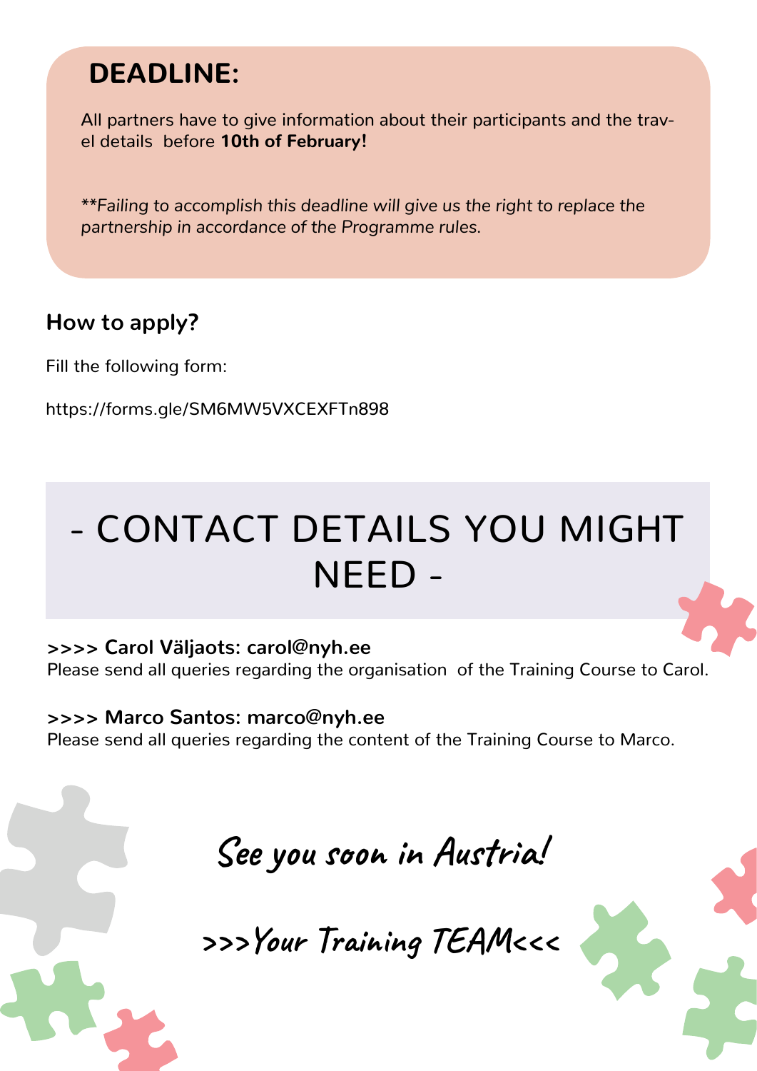## DEADLINE:

All partners have to give information about their participants and the travel details before **10th of February!**

*\*\*Failing to accomplish this deadline will give us the right to replace the partnership in accordance of the Programme rules.*

### How to apply?

Fill the following form:

https://forms.gle/SM6MW5VXCEXFTn898

## - CONTACT DETAILS YOU MIGHT NEED -

**>>>> Carol Väljaots: carol@nyh.ee**
Please send all queries regarding the organisation of the Training Course to Carol.

**>>>> Marco Santos: marco@nyh.ee**
Please send all queries regarding the content of the Training Course to Marco.

See you soon in Austria!

>>>Your Training TEAM<<<